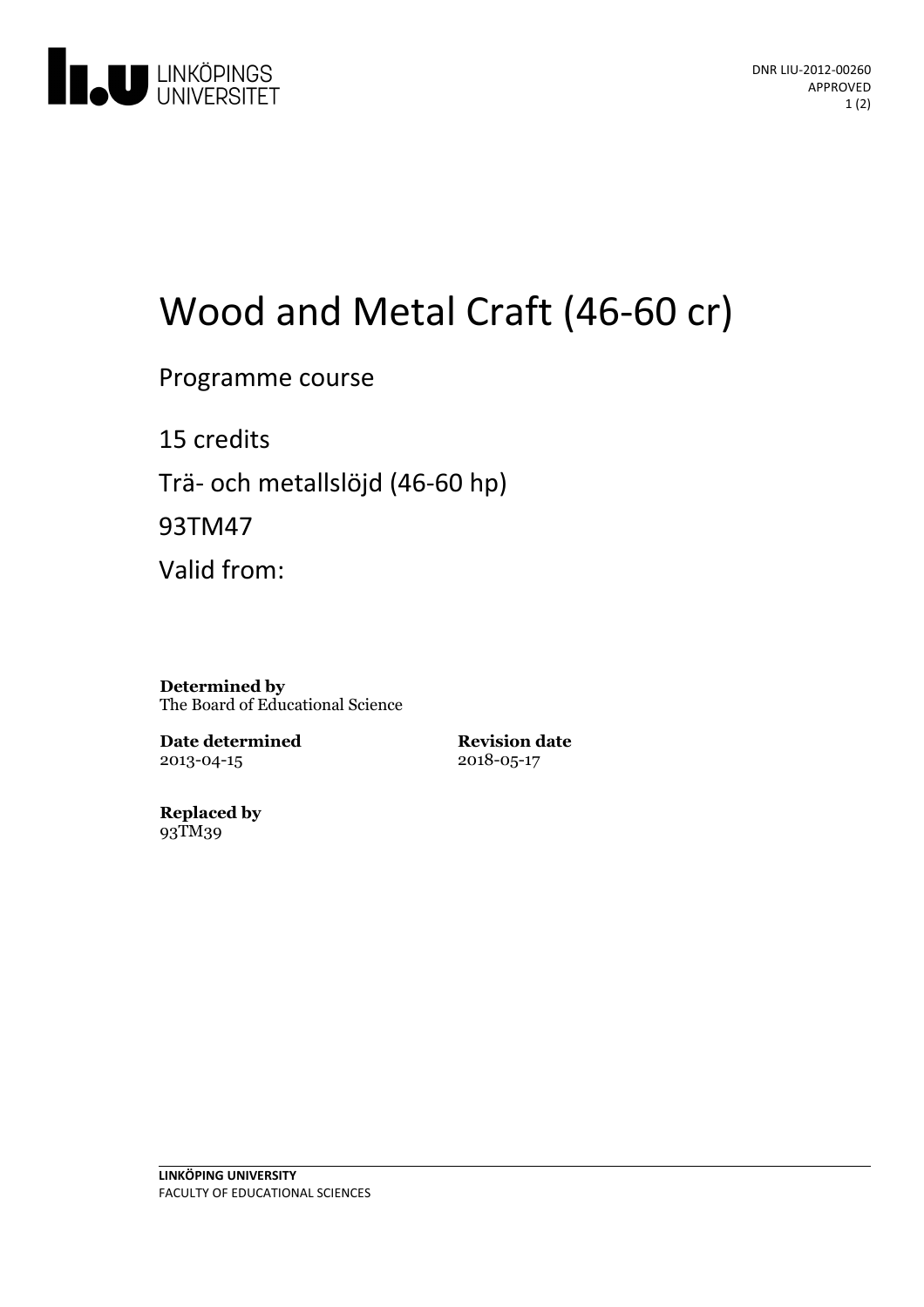DNR LIU-2012-00260
APPROVED

# Wood and Metal Craft (46-60 cr)

Programme course

15 credits

Trä- och metallslöjd (46-60 hp)

93TM47

Valid from:

**Determined by**
The Board of Educational Science

**Date determined**
2013-04-15

**Revision date**
2018-05-17

**Replaced by**
93TM39

**LINKÖPING UNIVERSITY**
FACULTY OF EDUCATIONAL SCIENCES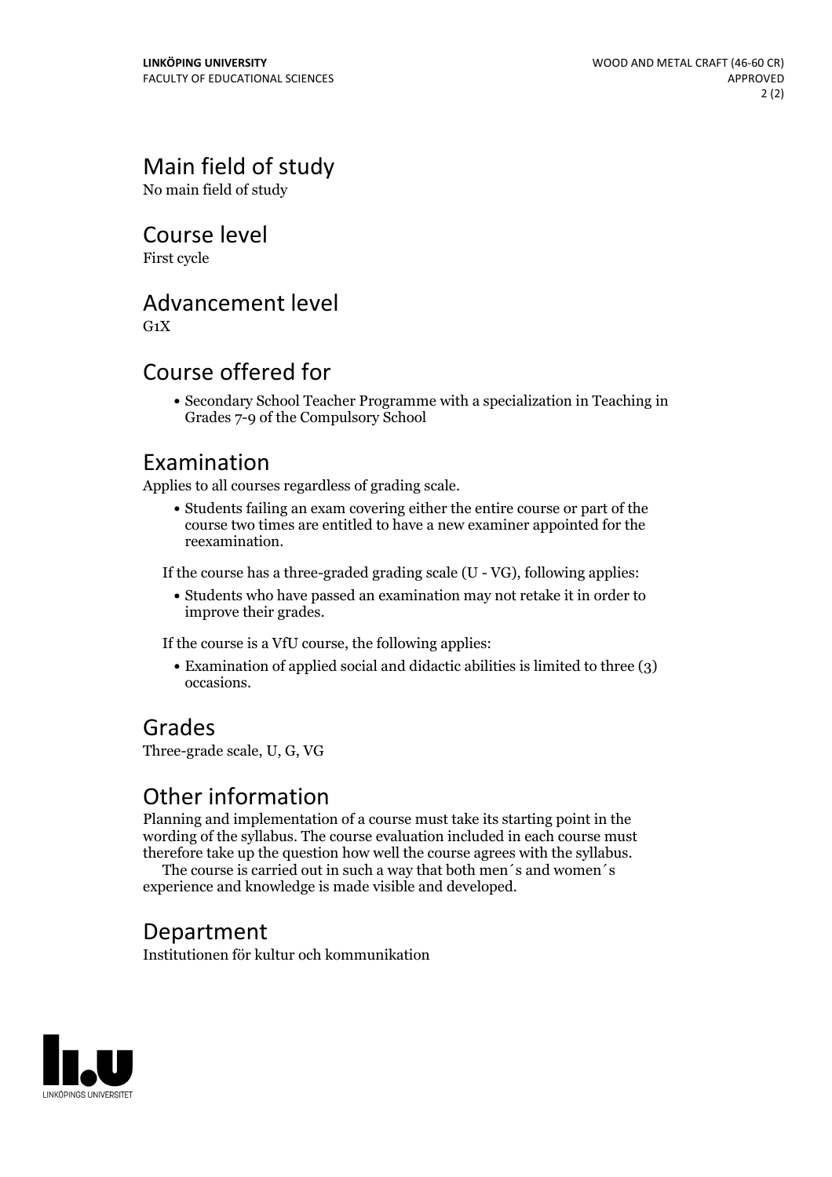## Main field of study

No main field of study

## Course level

First cycle

## Advancement level

G1X

## Course offered for

- Secondary School Teacher Programme with a specialization in Teaching in Grades 7-9 of the Compulsory School

## Examination

Applies to all courses regardless of grading scale.

- Students failing an exam covering either the entire course or part of the course two times are entitled to have a new examiner appointed for the reexamination.

If the course has a three-graded grading scale (U - VG), following applies:

- Students who have passed an examination may not retake it in order to improve their grades.

If the course is a VfU course, the following applies:

- Examination of applied social and didactic abilities is limited to three (3) occasions.

## Grades

Three-grade scale, U, G, VG

## Other information

Planning and implementation of a course must take its starting point in the wording of the syllabus. The course evaluation included in each course must therefore take up the question how well the course agrees with the syllabus.

The course is carried out in such a way that both men´s and women´s experience and knowledge is made visible and developed.

## Department

Institutionen för kultur och kommunikation